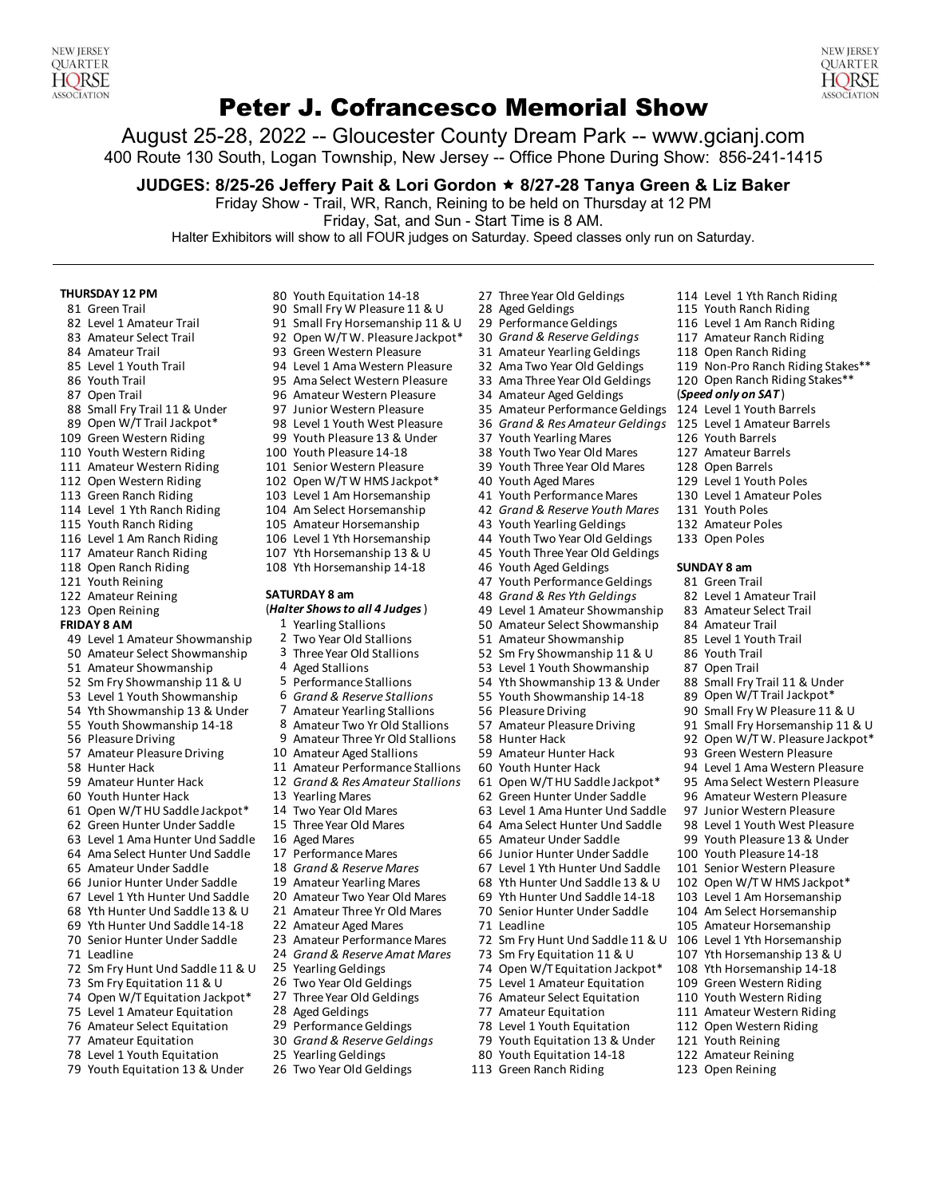NEW JERSEY QUARTER HORSE ASSOCIATION

# Peter J. Cofrancesco Memorial Show

August 25-28, 2022 -- Gloucester County Dream Park -- www.gcianj.com
400 Route 130 South, Logan Township, New Jersey -- Office Phone During Show: 856-241-1415

**JUDGES: 8/25-26 Jeffery Pait & Lori Gordon ★ 8/27-28 Tanya Green & Liz Baker**

Friday Show - Trail, WR, Ranch, Reining to be held on Thursday at 12 PM
Friday, Sat, and Sun - Start Time is 8 AM.
Halter Exhibitors will show to all FOUR judges on Saturday. Speed classes only run on Saturday.

---

**THURSDAY 12 PM**

81 Green Trail
82 Level 1 Amateur Trail
83 Amateur Select Trail
84 Amateur Trail
85 Level 1 Youth Trail
86 Youth Trail
87 Open Trail
88 Small Fry Trail 11 & Under
89 Open W/T Trail Jackpot*
109 Green Western Riding
110 Youth Western Riding
111 Amateur Western Riding
112 Open Western Riding
113 Green Ranch Riding
114 Level 1 Yth Ranch Riding
115 Youth Ranch Riding
116 Level 1 Am Ranch Riding
117 Amateur Ranch Riding
118 Open Ranch Riding
121 Youth Reining
122 Amateur Reining
123 Open Reining

**FRIDAY 8 AM**

49 Level 1 Amateur Showmanship
50 Amateur Select Showmanship
51 Amateur Showmanship
52 Sm Fry Showmanship 11 & U
53 Level 1 Youth Showmanship
54 Yth Showmanship 13 & Under
55 Youth Showmanship 14-18
56 Pleasure Driving
57 Amateur Pleasure Driving
58 Hunter Hack
59 Amateur Hunter Hack
60 Youth Hunter Hack
61 Open W/T HU Saddle Jackpot*
62 Green Hunter Under Saddle
63 Level 1 Ama Hunter Und Saddle
64 Ama Select Hunter Und Saddle
65 Amateur Under Saddle
66 Junior Hunter Under Saddle
67 Level 1 Yth Hunter Und Saddle
68 Yth Hunter Und Saddle 13 & U
69 Yth Hunter Und Saddle 14-18
70 Senior Hunter Under Saddle
71 Leadline
72 Sm Fry Hunt Und Saddle 11 & U
73 Sm Fry Equitation 11 & U
74 Open W/T Equitation Jackpot*
75 Level 1 Amateur Equitation
76 Amateur Select Equitation
77 Amateur Equitation
78 Level 1 Youth Equitation
79 Youth Equitation 13 & Under
80 Youth Equitation 14-18
90 Small Fry W Pleasure 11 & U
91 Small Fry Horsemanship 11 & U
92 Open W/T W. Pleasure Jackpot*
93 Green Western Pleasure
94 Level 1 Ama Western Pleasure
95 Ama Select Western Pleasure
96 Amateur Western Pleasure
97 Junior Western Pleasure
98 Level 1 Youth West Pleasure
99 Youth Pleasure 13 & Under
100 Youth Pleasure 14-18
101 Senior Western Pleasure
102 Open W/T W HMS Jackpot*
103 Level 1 Am Horsemanship
104 Am Select Horsemanship
105 Amateur Horsemanship
106 Level 1 Yth Horsemanship
107 Yth Horsemanship 13 & U
108 Yth Horsemanship 14-18

**SATURDAY 8 am**
(***Halter Shows to all 4 Judges***)

1 Yearling Stallions
2 Two Year Old Stallions
3 Three Year Old Stallions
4 Aged Stallions
5 Performance Stallions
6 *Grand & Reserve Stallions*
7 Amateur Yearling Stallions
8 Amateur Two Yr Old Stallions
9 Amateur Three Yr Old Stallions
10 Amateur Aged Stallions
11 Amateur Performance Stallions
12 *Grand & Res Amateur Stallions*
13 Yearling Mares
14 Two Year Old Mares
15 Three Year Old Mares
16 Aged Mares
17 Performance Mares
18 *Grand & Reserve Mares*
19 Amateur Yearling Mares
20 Amateur Two Year Old Mares
21 Amateur Three Yr Old Mares
22 Amateur Aged Mares
23 Amateur Performance Mares
24 *Grand & Reserve Amat Mares*
25 Yearling Geldings
26 Two Year Old Geldings
27 Three Year Old Geldings
28 Aged Geldings
29 Performance Geldings
30 *Grand & Reserve Geldings*
25 Yearling Geldings
26 Two Year Old Geldings
27 Three Year Old Geldings
28 Aged Geldings
29 Performance Geldings
30 *Grand & Reserve Geldings*
31 Amateur Yearling Geldings
32 Ama Two Year Old Geldings
33 Ama Three Year Old Geldings
34 Amateur Aged Geldings
35 Amateur Performance Geldings
36 *Grand & Res Amateur Geldings*
37 Youth Yearling Mares
38 Youth Two Year Old Mares
39 Youth Three Year Old Mares
40 Youth Aged Mares
41 Youth Performance Mares
42 *Grand & Reserve Youth Mares*
43 Youth Yearling Geldings
44 Youth Two Year Old Geldings
45 Youth Three Year Old Geldings
46 Youth Aged Geldings
47 Youth Performance Geldings
48 *Grand & Res Yth Geldings*
49 Level 1 Amateur Showmanship
50 Amateur Select Showmanship
51 Amateur Showmanship
52 Sm Fry Showmanship 11 & U
53 Level 1 Youth Showmanship
54 Yth Showmanship 13 & Under
55 Youth Showmanship 14-18
56 Pleasure Driving
57 Amateur Pleasure Driving
58 Hunter Hack
59 Amateur Hunter Hack
60 Youth Hunter Hack
61 Open W/T HU Saddle Jackpot*
62 Green Hunter Under Saddle
63 Level 1 Ama Hunter Und Saddle
64 Ama Select Hunter Und Saddle
65 Amateur Under Saddle
66 Junior Hunter Under Saddle
67 Level 1 Yth Hunter Und Saddle
68 Yth Hunter Und Saddle 13 & U
69 Yth Hunter Und Saddle 14-18
70 Senior Hunter Under Saddle
71 Leadline
72 Sm Fry Hunt Und Saddle 11 & U
73 Sm Fry Equitation 11 & U
74 Open W/T Equitation Jackpot*
75 Level 1 Amateur Equitation
76 Amateur Select Equitation
77 Amateur Equitation
78 Level 1 Youth Equitation
79 Youth Equitation 13 & Under
80 Youth Equitation 14-18
113 Green Ranch Riding
114 Level 1 Yth Ranch Riding
115 Youth Ranch Riding
116 Level 1 Am Ranch Riding
117 Amateur Ranch Riding
118 Open Ranch Riding
119 Non-Pro Ranch Riding Stakes**
120 Open Ranch Riding Stakes**
(***Speed only on SAT***)
124 Level 1 Youth Barrels
125 Level 1 Amateur Barrels
126 Youth Barrels
127 Amateur Barrels
128 Open Barrels
129 Level 1 Youth Poles
130 Level 1 Amateur Poles
131 Youth Poles
132 Amateur Poles
133 Open Poles

**SUNDAY 8 am**

81 Green Trail
82 Level 1 Amateur Trail
83 Amateur Select Trail
84 Amateur Trail
85 Level 1 Youth Trail
86 Youth Trail
87 Open Trail
88 Small Fry Trail 11 & Under
89 Open W/T Trail Jackpot*
90 Small Fry W Pleasure 11 & U
91 Small Fry Horsemanship 11 & U
92 Open W/T W. Pleasure Jackpot*
93 Green Western Pleasure
94 Level 1 Ama Western Pleasure
95 Ama Select Western Pleasure
96 Amateur Western Pleasure
97 Junior Western Pleasure
98 Level 1 Youth West Pleasure
99 Youth Pleasure 13 & Under
100 Youth Pleasure 14-18
101 Senior Western Pleasure
102 Open W/T W HMS Jackpot*
103 Level 1 Am Horsemanship
104 Am Select Horsemanship
105 Amateur Horsemanship
106 Level 1 Yth Horsemanship
107 Yth Horsemanship 13 & U
108 Yth Horsemanship 14-18
109 Green Western Riding
110 Youth Western Riding
111 Amateur Western Riding
112 Open Western Riding
121 Youth Reining
122 Amateur Reining
123 Open Reining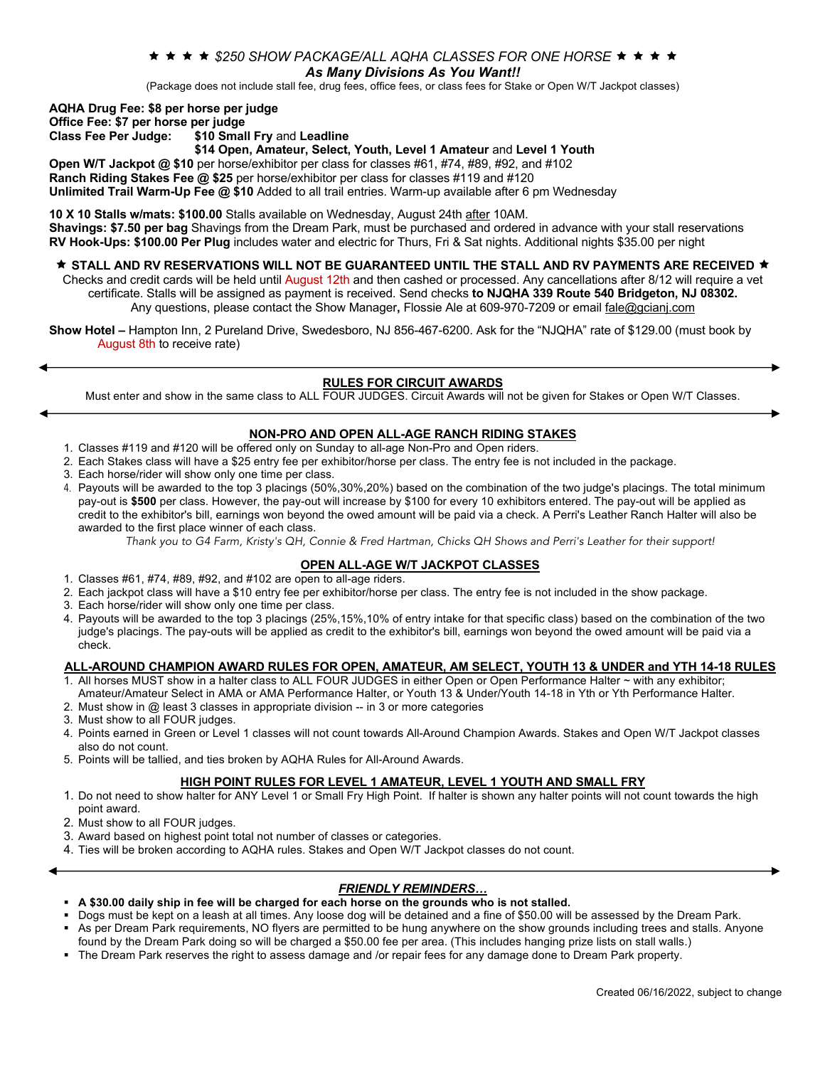★ ★ ★ ★ *$250 SHOW PACKAGE/ALL AQHA CLASSES FOR ONE HORSE* ★ ★ ★ ★

***As Many Divisions As You Want!!***

(Package does not include stall fee, drug fees, office fees, or class fees for Stake or Open W/T Jackpot classes)

**AQHA Drug Fee: $8 per horse per judge**
**Office Fee: $7 per horse per judge**
**Class Fee Per Judge: $10 Small Fry** and **Leadline**
**$14 Open, Amateur, Select, Youth, Level 1 Amateur** and **Level 1 Youth**
**Open W/T Jackpot @ $10** per horse/exhibitor per class for classes #61, #74, #89, #92, and #102
**Ranch Riding Stakes Fee @ $25** per horse/exhibitor per class for classes #119 and #120
**Unlimited Trail Warm-Up Fee @ $10** Added to all trail entries. Warm-up available after 6 pm Wednesday

**10 X 10 Stalls w/mats: $100.00** Stalls available on Wednesday, August 24th after 10AM.
**Shavings: $7.50 per bag** Shavings from the Dream Park, must be purchased and ordered in advance with your stall reservations
**RV Hook-Ups: $100.00 Per Plug** includes water and electric for Thurs, Fri & Sat nights. Additional nights $35.00 per night

★ **STALL AND RV RESERVATIONS WILL NOT BE GUARANTEED UNTIL THE STALL AND RV PAYMENTS ARE RECEIVED** ★
Checks and credit cards will be held until August 12th and then cashed or processed. Any cancellations after 8/12 will require a vet certificate. Stalls will be assigned as payment is received. Send checks **to NJQHA 339 Route 540 Bridgeton, NJ 08302.**
Any questions, please contact the Show Manager**,** Flossie Ale at 609-970-7209 or email fale@gcianj.com

**Show Hotel –** Hampton Inn, 2 Pureland Drive, Swedesboro, NJ 856-467-6200. Ask for the "NJQHA" rate of $129.00 (must book by August 8th to receive rate)

## RULES FOR CIRCUIT AWARDS

Must enter and show in the same class to ALL FOUR JUDGES. Circuit Awards will not be given for Stakes or Open W/T Classes.

## NON-PRO AND OPEN ALL-AGE RANCH RIDING STAKES

1. Classes #119 and #120 will be offered only on Sunday to all-age Non-Pro and Open riders.
2. Each Stakes class will have a $25 entry fee per exhibitor/horse per class. The entry fee is not included in the package.
3. Each horse/rider will show only one time per class.
4. Payouts will be awarded to the top 3 placings (50%,30%,20%) based on the combination of the two judge's placings. The total minimum pay-out is **$500** per class. However, the pay-out will increase by $100 for every 10 exhibitors entered. The pay-out will be applied as credit to the exhibitor's bill, earnings won beyond the owed amount will be paid via a check. A Perri's Leather Ranch Halter will also be awarded to the first place winner of each class.

*Thank you to G4 Farm, Kristy's QH, Connie & Fred Hartman, Chicks QH Shows and Perri's Leather for their support!*

## OPEN ALL-AGE W/T JACKPOT CLASSES

1. Classes #61, #74, #89, #92, and #102 are open to all-age riders.
2. Each jackpot class will have a $10 entry fee per exhibitor/horse per class. The entry fee is not included in the show package.
3. Each horse/rider will show only one time per class.
4. Payouts will be awarded to the top 3 placings (25%,15%,10% of entry intake for that specific class) based on the combination of the two judge's placings. The pay-outs will be applied as credit to the exhibitor's bill, earnings won beyond the owed amount will be paid via a check.

## ALL-AROUND CHAMPION AWARD RULES FOR OPEN, AMATEUR, AM SELECT, YOUTH 13 & UNDER and YTH 14-18 RULES

1. All horses MUST show in a halter class to ALL FOUR JUDGES in either Open or Open Performance Halter ~ with any exhibitor; Amateur/Amateur Select in AMA or AMA Performance Halter, or Youth 13 & Under/Youth 14-18 in Yth or Yth Performance Halter.
2. Must show in @ least 3 classes in appropriate division -- in 3 or more categories
3. Must show to all FOUR judges.
4. Points earned in Green or Level 1 classes will not count towards All-Around Champion Awards. Stakes and Open W/T Jackpot classes also do not count.
5. Points will be tallied, and ties broken by AQHA Rules for All-Around Awards.

## HIGH POINT RULES FOR LEVEL 1 AMATEUR, LEVEL 1 YOUTH AND SMALL FRY

1. Do not need to show halter for ANY Level 1 or Small Fry High Point. If halter is shown any halter points will not count towards the high point award.
2. Must show to all FOUR judges.
3. Award based on highest point total not number of classes or categories.
4. Ties will be broken according to AQHA rules. Stakes and Open W/T Jackpot classes do not count.

## *FRIENDLY REMINDERS…*

- **A $30.00 daily ship in fee will be charged for each horse on the grounds who is not stalled.**
- Dogs must be kept on a leash at all times. Any loose dog will be detained and a fine of $50.00 will be assessed by the Dream Park.
- As per Dream Park requirements, NO flyers are permitted to be hung anywhere on the show grounds including trees and stalls. Anyone found by the Dream Park doing so will be charged a $50.00 fee per area. (This includes hanging prize lists on stall walls.)
- The Dream Park reserves the right to assess damage and /or repair fees for any damage done to Dream Park property.

Created 06/16/2022, subject to change